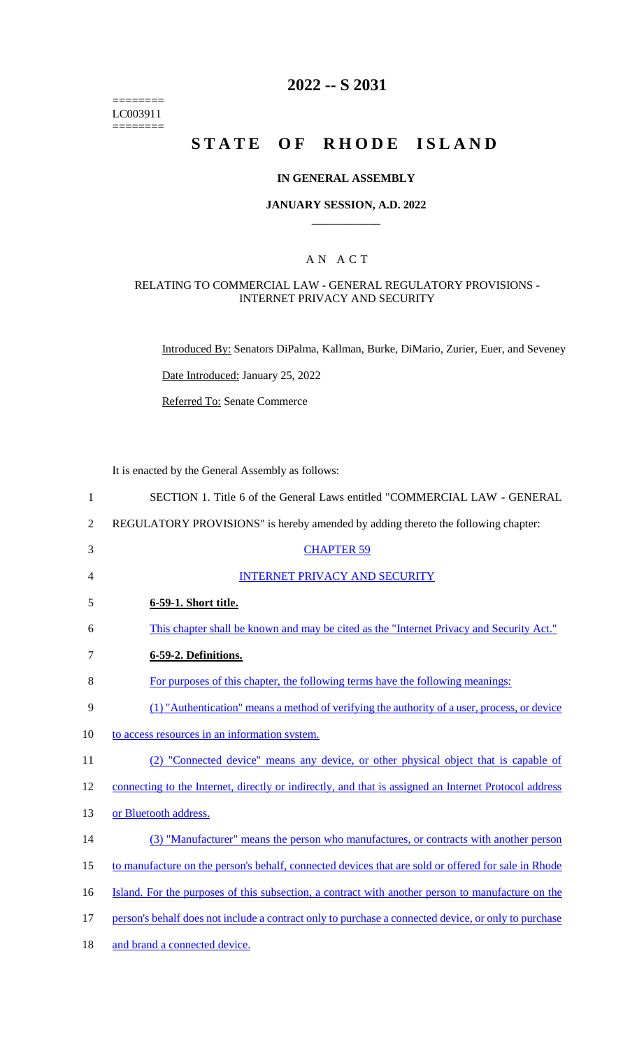========
LC003911
========

# 2022 -- S 2031

# STATE OF RHODE ISLAND

## IN GENERAL ASSEMBLY

### JANUARY SESSION, A.D. 2022

AN ACT

RELATING TO COMMERCIAL LAW - GENERAL REGULATORY PROVISIONS - INTERNET PRIVACY AND SECURITY

Introduced By: Senators DiPalma, Kallman, Burke, DiMario, Zurier, Euer, and Seveney

Date Introduced: January 25, 2022

Referred To: Senate Commerce

It is enacted by the General Assembly as follows:

1 SECTION 1. Title 6 of the General Laws entitled "COMMERCIAL LAW - GENERAL
2 REGULATORY PROVISIONS" is hereby amended by adding thereto the following chapter:

3 CHAPTER 59

4 INTERNET PRIVACY AND SECURITY

5 **6-59-1. Short title.**

6 This chapter shall be known and may be cited as the "Internet Privacy and Security Act."

7 **6-59-2. Definitions.**

8 For purposes of this chapter, the following terms have the following meanings:

9 (1) "Authentication" means a method of verifying the authority of a user, process, or device
10 to access resources in an information system.

11 (2) "Connected device" means any device, or other physical object that is capable of
12 connecting to the Internet, directly or indirectly, and that is assigned an Internet Protocol address
13 or Bluetooth address.

14 (3) "Manufacturer" means the person who manufactures, or contracts with another person
15 to manufacture on the person's behalf, connected devices that are sold or offered for sale in Rhode
16 Island. For the purposes of this subsection, a contract with another person to manufacture on the
17 person's behalf does not include a contract only to purchase a connected device, or only to purchase
18 and brand a connected device.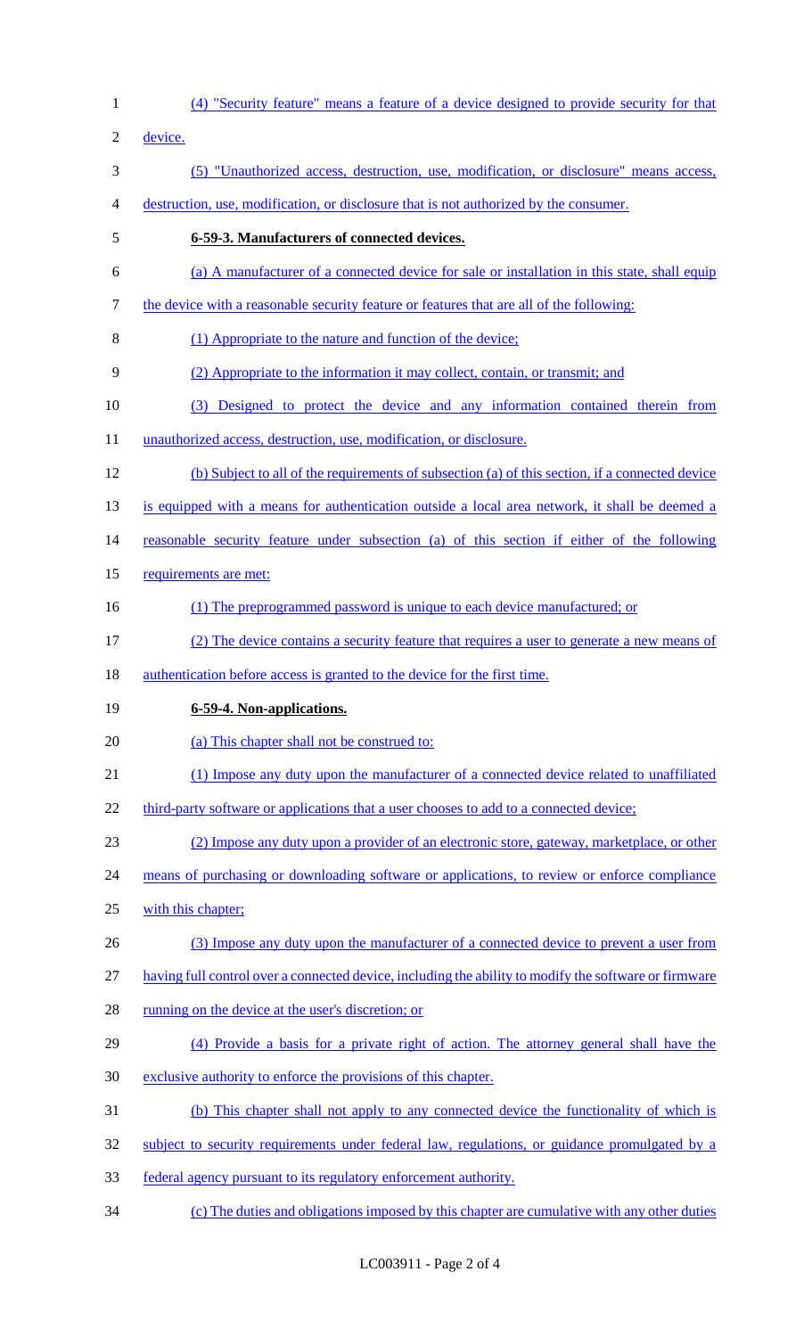(4) "Security feature" means a feature of a device designed to provide security for that device.

(5) "Unauthorized access, destruction, use, modification, or disclosure" means access, destruction, use, modification, or disclosure that is not authorized by the consumer.

**6-59-3. Manufacturers of connected devices.**

(a) A manufacturer of a connected device for sale or installation in this state, shall equip the device with a reasonable security feature or features that are all of the following:

(1) Appropriate to the nature and function of the device;

(2) Appropriate to the information it may collect, contain, or transmit; and

(3) Designed to protect the device and any information contained therein from unauthorized access, destruction, use, modification, or disclosure.

(b) Subject to all of the requirements of subsection (a) of this section, if a connected device is equipped with a means for authentication outside a local area network, it shall be deemed a reasonable security feature under subsection (a) of this section if either of the following requirements are met:

(1) The preprogrammed password is unique to each device manufactured; or

(2) The device contains a security feature that requires a user to generate a new means of authentication before access is granted to the device for the first time.

**6-59-4. Non-applications.**

(a) This chapter shall not be construed to:

(1) Impose any duty upon the manufacturer of a connected device related to unaffiliated third-party software or applications that a user chooses to add to a connected device;

(2) Impose any duty upon a provider of an electronic store, gateway, marketplace, or other means of purchasing or downloading software or applications, to review or enforce compliance with this chapter;

(3) Impose any duty upon the manufacturer of a connected device to prevent a user from having full control over a connected device, including the ability to modify the software or firmware running on the device at the user's discretion; or

(4) Provide a basis for a private right of action. The attorney general shall have the exclusive authority to enforce the provisions of this chapter.

(b) This chapter shall not apply to any connected device the functionality of which is subject to security requirements under federal law, regulations, or guidance promulgated by a federal agency pursuant to its regulatory enforcement authority.

(c) The duties and obligations imposed by this chapter are cumulative with any other duties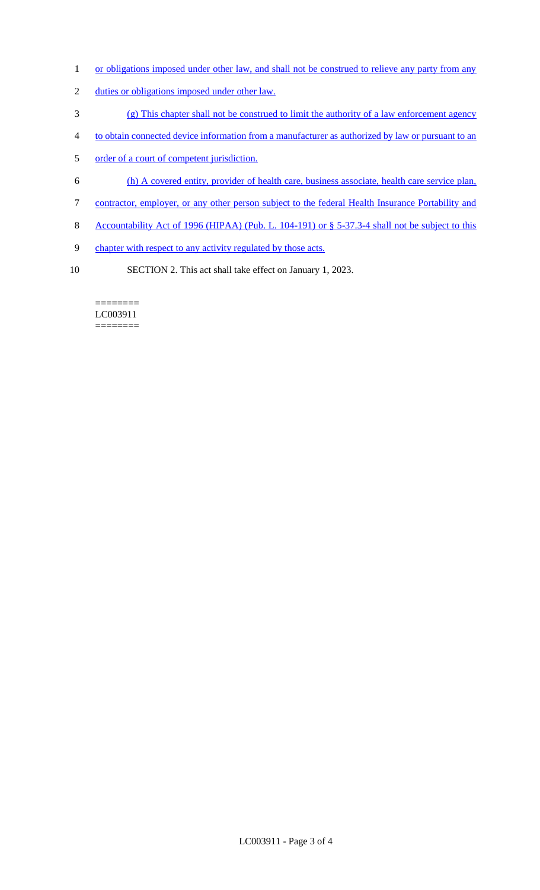or obligations imposed under other law, and shall not be construed to relieve any party from any duties or obligations imposed under other law.

(g) This chapter shall not be construed to limit the authority of a law enforcement agency to obtain connected device information from a manufacturer as authorized by law or pursuant to an order of a court of competent jurisdiction.

(h) A covered entity, provider of health care, business associate, health care service plan, contractor, employer, or any other person subject to the federal Health Insurance Portability and Accountability Act of 1996 (HIPAA) (Pub. L. 104-191) or § 5-37.3-4 shall not be subject to this chapter with respect to any activity regulated by those acts.

SECTION 2. This act shall take effect on January 1, 2023.

========
LC003911
========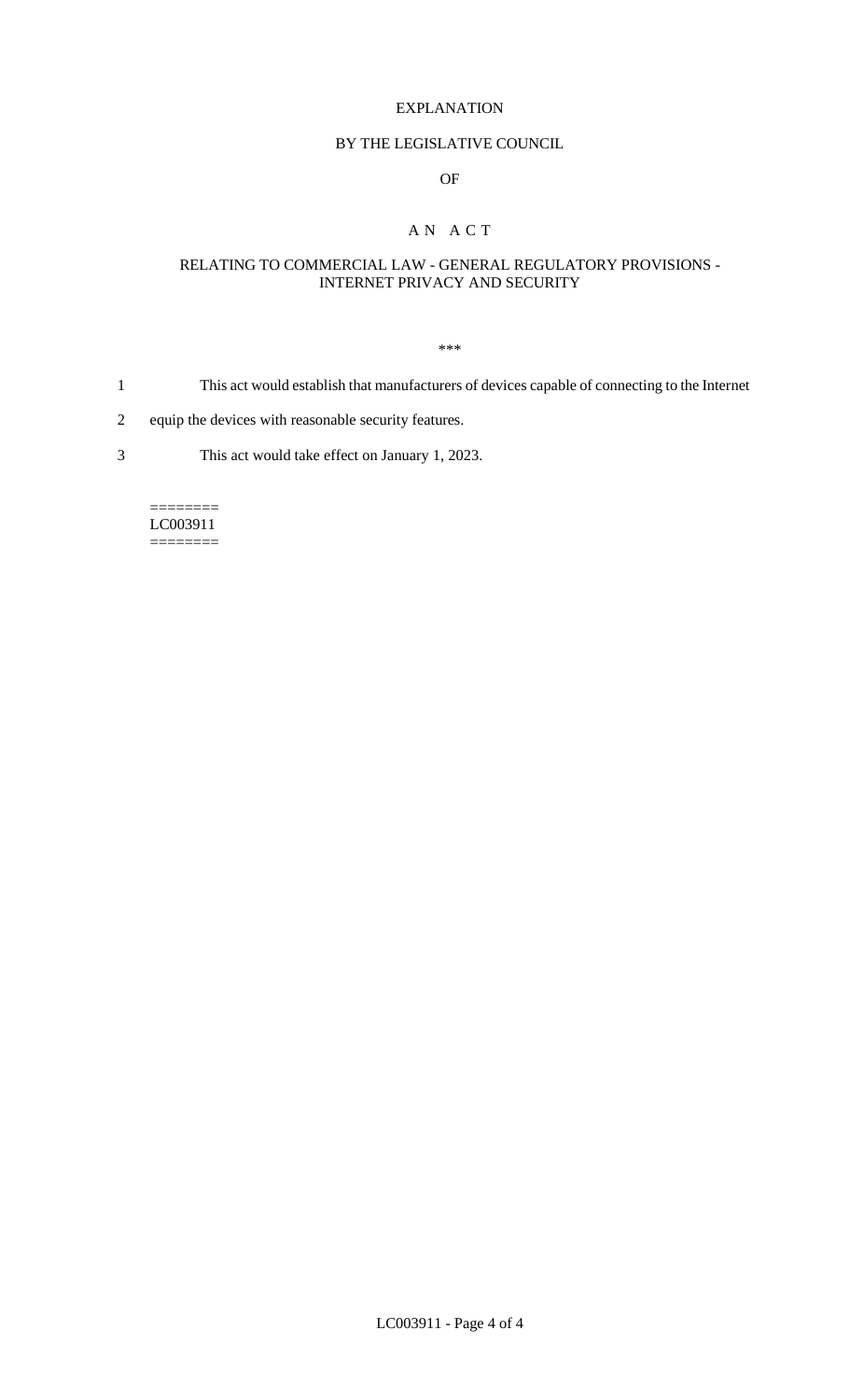EXPLANATION

BY THE LEGISLATIVE COUNCIL

OF

A N A C T

RELATING TO COMMERCIAL LAW - GENERAL REGULATORY PROVISIONS - INTERNET PRIVACY AND SECURITY

\*\*\*

1 This act would establish that manufacturers of devices capable of connecting to the Internet
2 equip the devices with reasonable security features.
3 This act would take effect on January 1, 2023.

========
LC003911
========